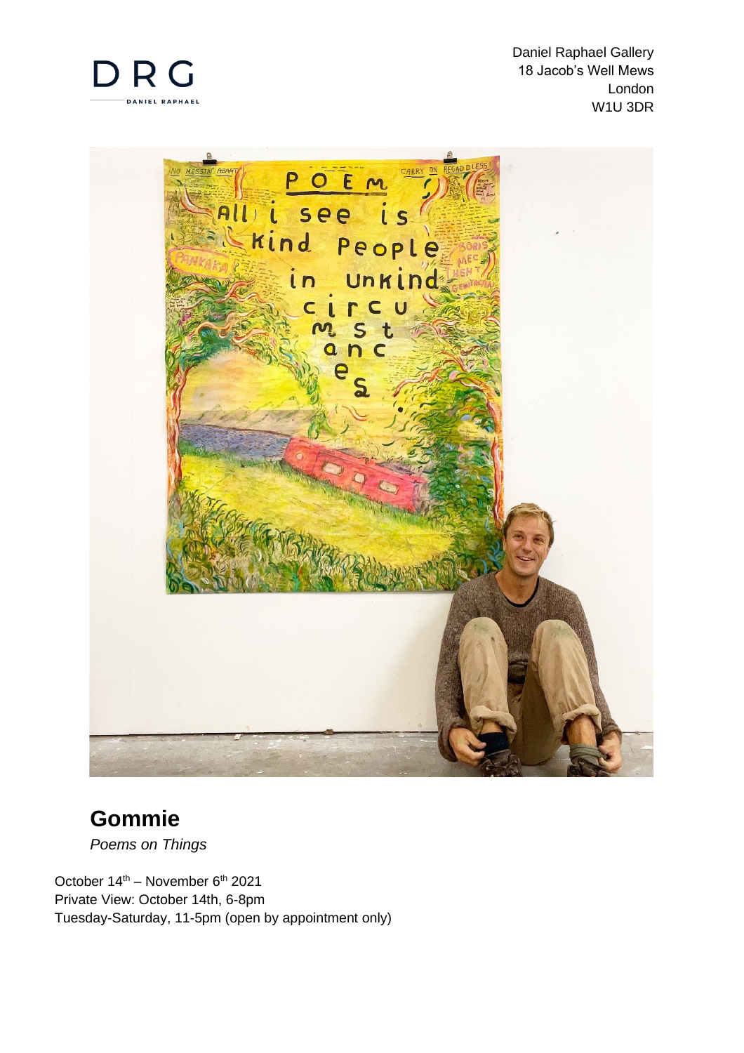Daniel Raphael Gallery
18 Jacob's Well Mews
London
W1U 3DR

# Gommie

*Poems on Things*

October 14th – November 6th 2021
Private View: October 14th, 6-8pm
Tuesday-Saturday, 11-5pm (open by appointment only)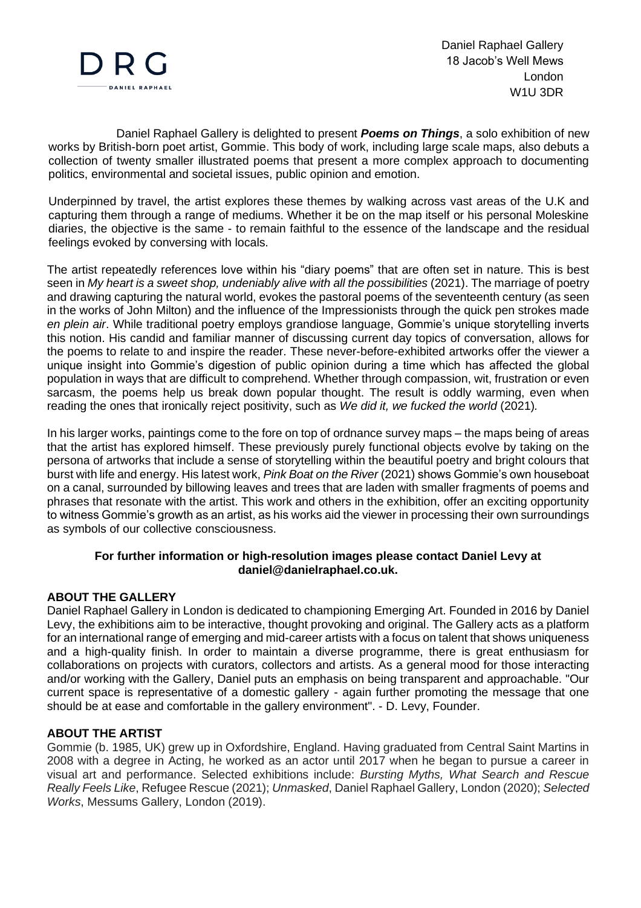DRG
DANIEL RAPHAEL

Daniel Raphael Gallery
18 Jacob's Well Mews
London
W1U 3DR

Daniel Raphael Gallery is delighted to present ***Poems on Things***, a solo exhibition of new works by British-born poet artist, Gommie. This body of work, including large scale maps, also debuts a collection of twenty smaller illustrated poems that present a more complex approach to documenting politics, environmental and societal issues, public opinion and emotion.

Underpinned by travel, the artist explores these themes by walking across vast areas of the U.K and capturing them through a range of mediums. Whether it be on the map itself or his personal Moleskine diaries, the objective is the same - to remain faithful to the essence of the landscape and the residual feelings evoked by conversing with locals.

The artist repeatedly references love within his "diary poems" that are often set in nature. This is best seen in *My heart is a sweet shop, undeniably alive with all the possibilities* (2021). The marriage of poetry and drawing capturing the natural world, evokes the pastoral poems of the seventeenth century (as seen in the works of John Milton) and the influence of the Impressionists through the quick pen strokes made *en plein air*. While traditional poetry employs grandiose language, Gommie's unique storytelling inverts this notion. His candid and familiar manner of discussing current day topics of conversation, allows for the poems to relate to and inspire the reader. These never-before-exhibited artworks offer the viewer a unique insight into Gommie's digestion of public opinion during a time which has affected the global population in ways that are difficult to comprehend. Whether through compassion, wit, frustration or even sarcasm, the poems help us break down popular thought. The result is oddly warming, even when reading the ones that ironically reject positivity, such as *We did it, we fucked the world* (2021).

In his larger works, paintings come to the fore on top of ordnance survey maps – the maps being of areas that the artist has explored himself. These previously purely functional objects evolve by taking on the persona of artworks that include a sense of storytelling within the beautiful poetry and bright colours that burst with life and energy. His latest work, *Pink Boat on the River* (2021) shows Gommie's own houseboat on a canal, surrounded by billowing leaves and trees that are laden with smaller fragments of poems and phrases that resonate with the artist. This work and others in the exhibition, offer an exciting opportunity to witness Gommie's growth as an artist, as his works aid the viewer in processing their own surroundings as symbols of our collective consciousness.

**For further information or high-resolution images please contact Daniel Levy at daniel@danielraphael.co.uk.**

## ABOUT THE GALLERY

Daniel Raphael Gallery in London is dedicated to championing Emerging Art. Founded in 2016 by Daniel Levy, the exhibitions aim to be interactive, thought provoking and original. The Gallery acts as a platform for an international range of emerging and mid-career artists with a focus on talent that shows uniqueness and a high-quality finish. In order to maintain a diverse programme, there is great enthusiasm for collaborations on projects with curators, collectors and artists. As a general mood for those interacting and/or working with the Gallery, Daniel puts an emphasis on being transparent and approachable. "Our current space is representative of a domestic gallery - again further promoting the message that one should be at ease and comfortable in the gallery environment". - D. Levy, Founder.

## ABOUT THE ARTIST

Gommie (b. 1985, UK) grew up in Oxfordshire, England. Having graduated from Central Saint Martins in 2008 with a degree in Acting, he worked as an actor until 2017 when he began to pursue a career in visual art and performance. Selected exhibitions include: *Bursting Myths, What Search and Rescue Really Feels Like*, Refugee Rescue (2021); *Unmasked*, Daniel Raphael Gallery, London (2020); *Selected Works*, Messums Gallery, London (2019).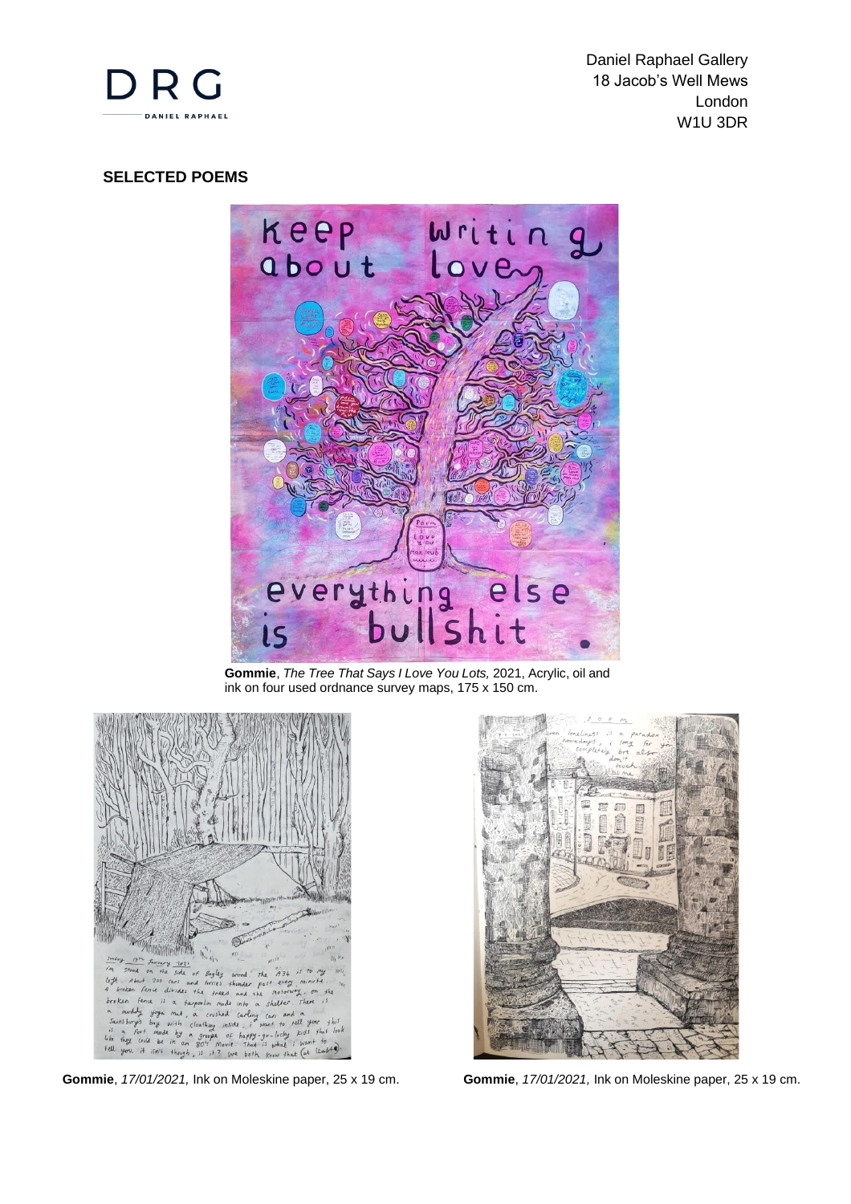Daniel Raphael Gallery
18 Jacob's Well Mews
London
W1U 3DR

## SELECTED POEMS

**Gommie**, *The Tree That Says I Love You Lots,* 2021, Acrylic, oil and ink on four used ordnance survey maps, 175 x 150 cm.

**Gommie**, *17/01/2021,* Ink on Moleskine paper, 25 x 19 cm.

**Gommie**, *17/01/2021,* Ink on Moleskine paper, 25 x 19 cm.